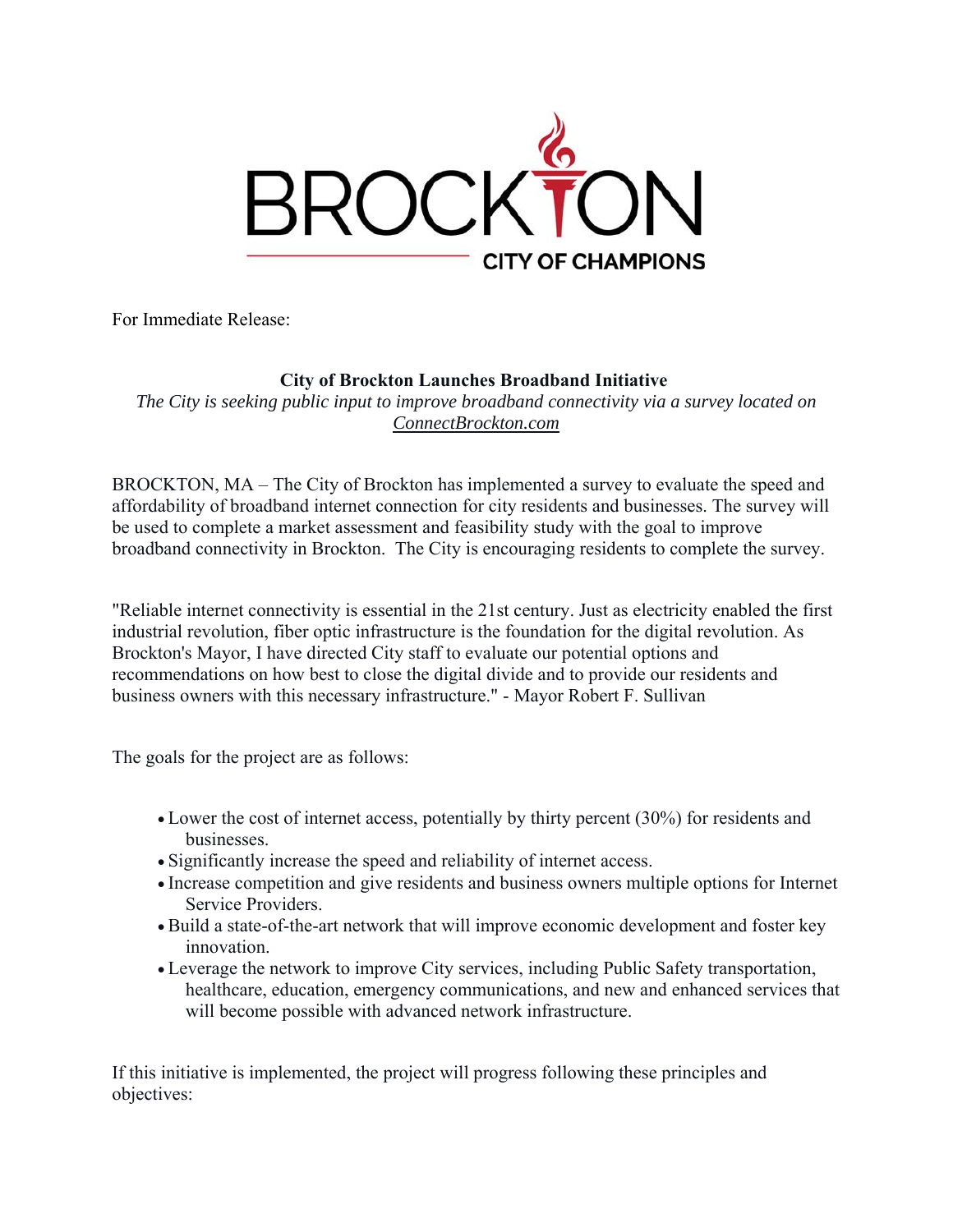BROCKTON

CITY OF CHAMPIONS

For Immediate Release:

**City of Brockton Launches Broadband Initiative**

*The City is seeking public input to improve broadband connectivity via a survey located on ConnectBrockton.com*

BROCKTON, MA – The City of Brockton has implemented a survey to evaluate the speed and affordability of broadband internet connection for city residents and businesses. The survey will be used to complete a market assessment and feasibility study with the goal to improve broadband connectivity in Brockton. The City is encouraging residents to complete the survey.

"Reliable internet connectivity is essential in the 21st century. Just as electricity enabled the first industrial revolution, fiber optic infrastructure is the foundation for the digital revolution. As Brockton's Mayor, I have directed City staff to evaluate our potential options and recommendations on how best to close the digital divide and to provide our residents and business owners with this necessary infrastructure." - Mayor Robert F. Sullivan

The goals for the project are as follows:

- Lower the cost of internet access, potentially by thirty percent (30%) for residents and businesses.
- Significantly increase the speed and reliability of internet access.
- Increase competition and give residents and business owners multiple options for Internet Service Providers.
- Build a state-of-the-art network that will improve economic development and foster key innovation.
- Leverage the network to improve City services, including Public Safety transportation, healthcare, education, emergency communications, and new and enhanced services that will become possible with advanced network infrastructure.

If this initiative is implemented, the project will progress following these principles and objectives: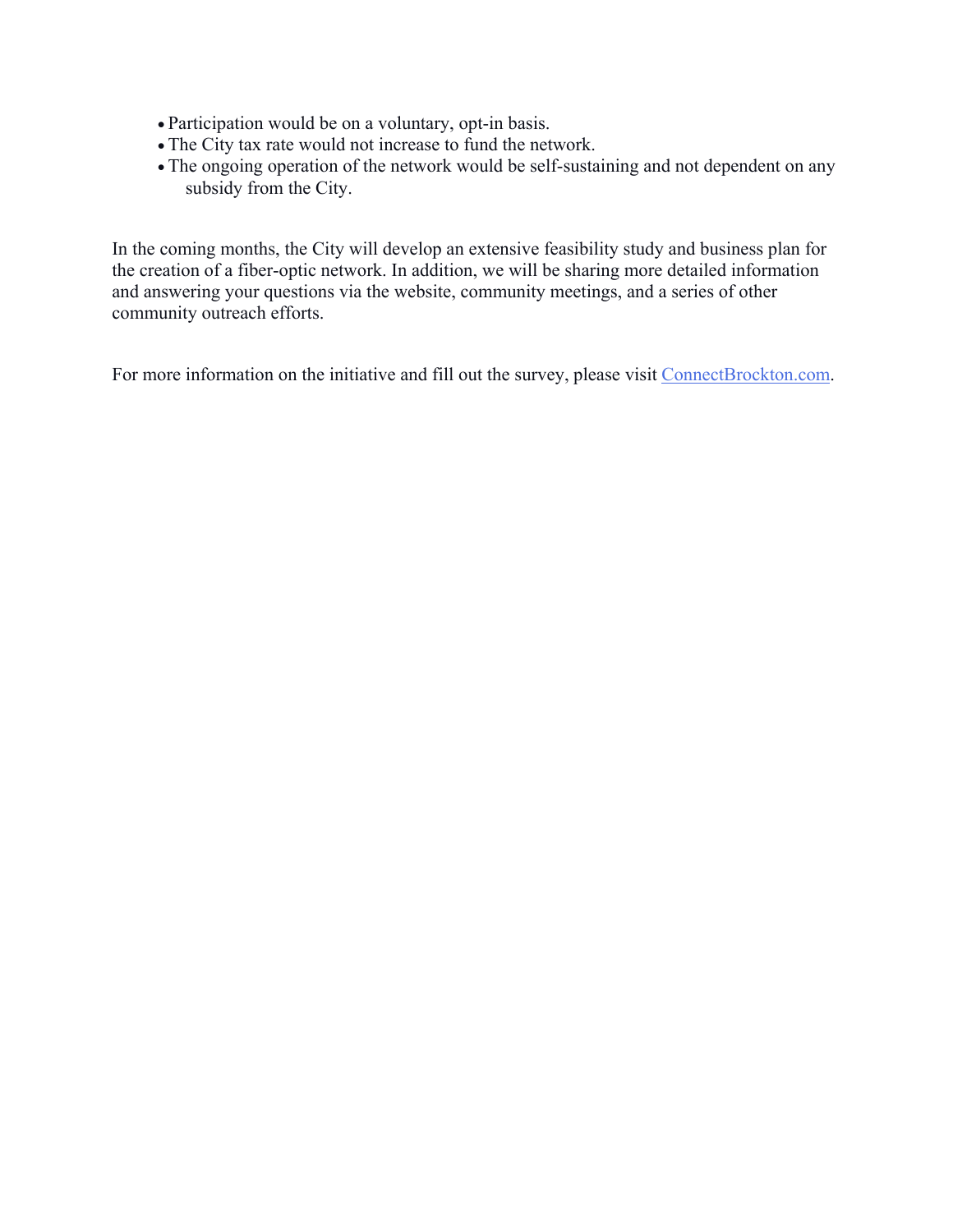- Participation would be on a voluntary, opt-in basis.
- The City tax rate would not increase to fund the network.
- The ongoing operation of the network would be self-sustaining and not dependent on any subsidy from the City.

In the coming months, the City will develop an extensive feasibility study and business plan for the creation of a fiber-optic network. In addition, we will be sharing more detailed information and answering your questions via the website, community meetings, and a series of other community outreach efforts.

For more information on the initiative and fill out the survey, please visit [ConnectBrockton.com](http://ConnectBrockton.com).